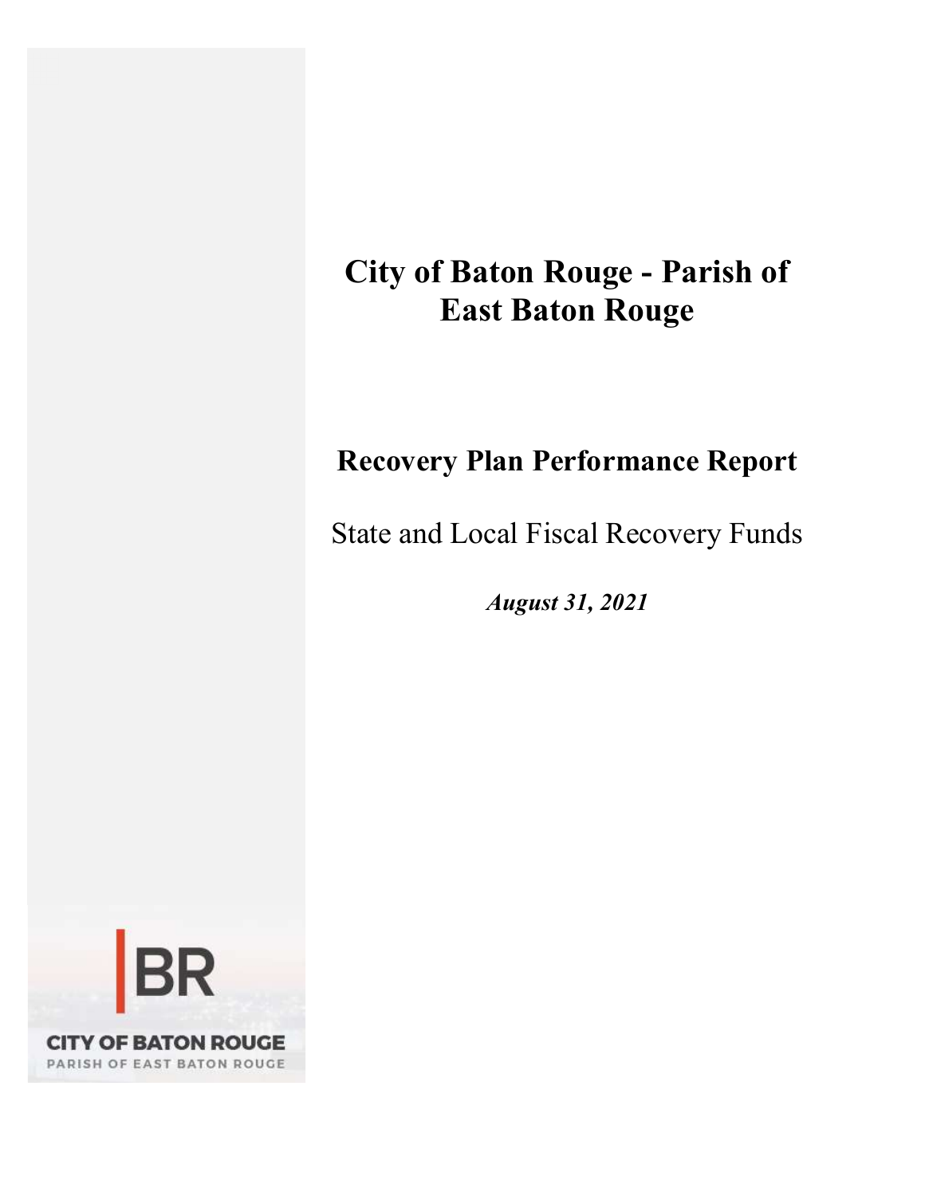# City of Baton Rouge - Parish of East Baton Rouge

## Recovery Plan Performance Report

State and Local Fiscal Recovery Funds

***August 31, 2021***

BR

CITY OF BATON ROUGE

PARISH OF EAST BATON ROUGE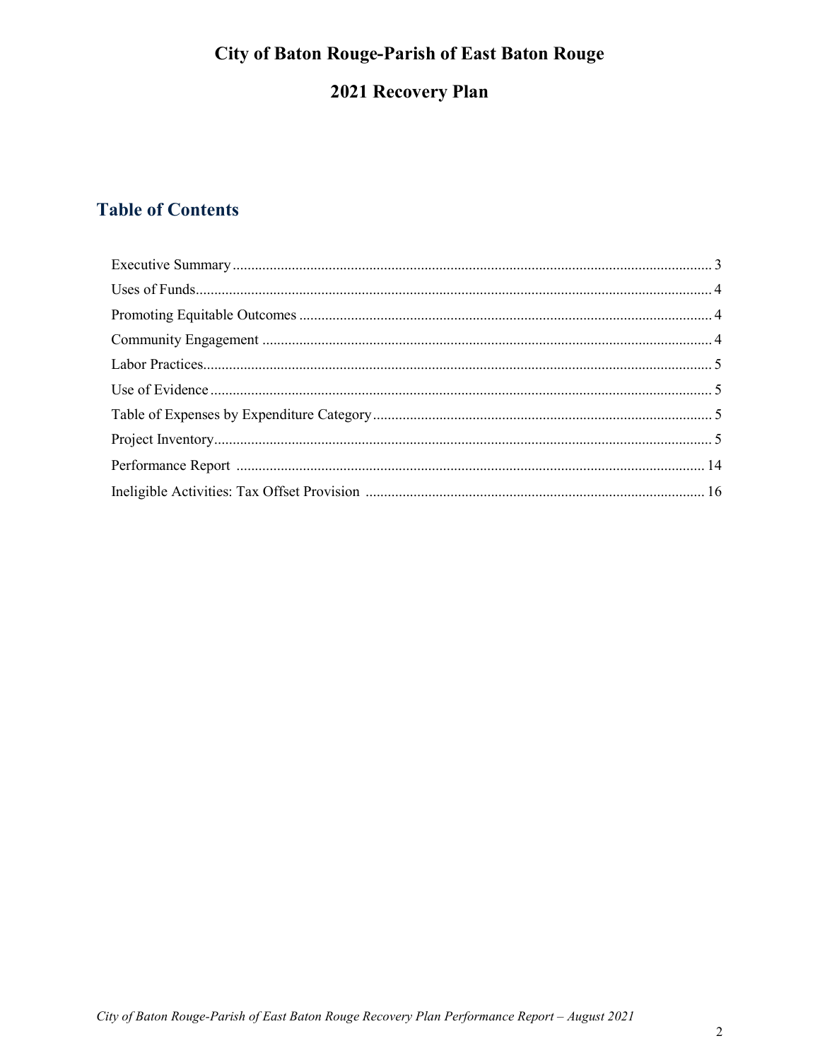# City of Baton Rouge-Parish of East Baton Rouge

# 2021 Recovery Plan

## Table of Contents

Executive Summary ........................................ 3
Uses of Funds ........................................ 4
Promoting Equitable Outcomes ........................................ 4
Community Engagement ........................................ 4
Labor Practices ........................................ 5
Use of Evidence ........................................ 5
Table of Expenses by Expenditure Category ........................................ 5
Project Inventory ........................................ 5
Performance Report ........................................ 14
Ineligible Activities: Tax Offset Provision ........................................ 16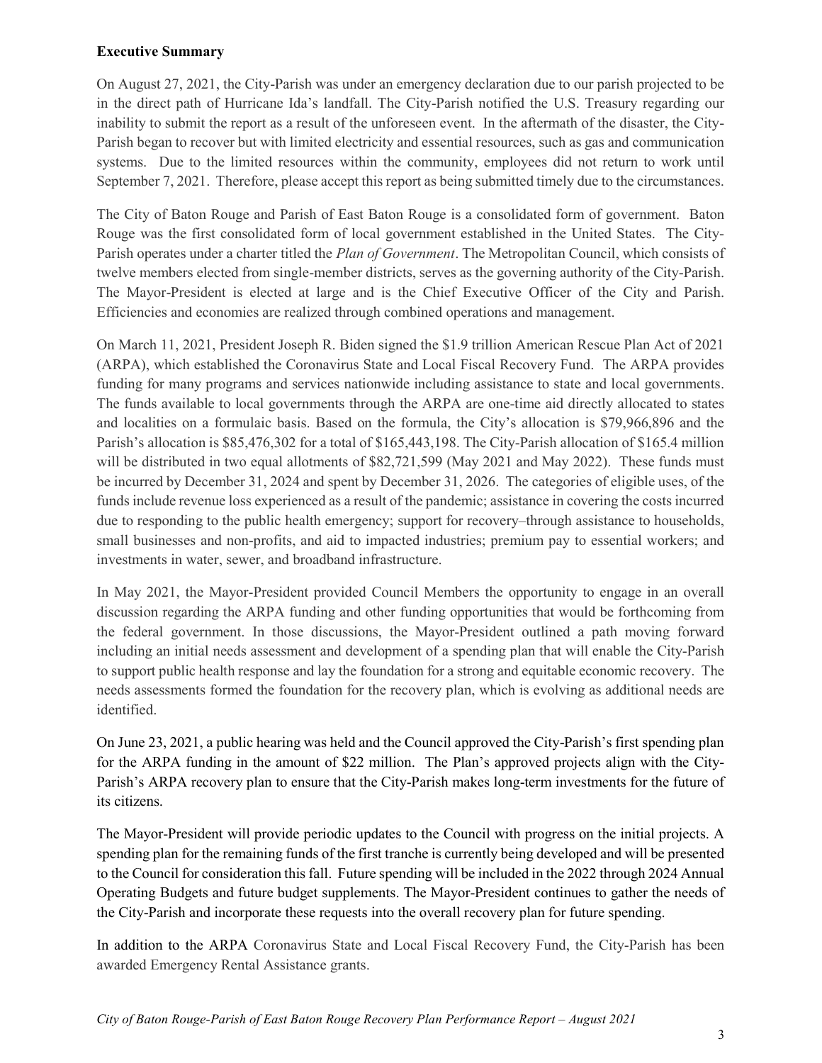**Executive Summary**

On August 27, 2021, the City-Parish was under an emergency declaration due to our parish projected to be in the direct path of Hurricane Ida's landfall. The City-Parish notified the U.S. Treasury regarding our inability to submit the report as a result of the unforeseen event. In the aftermath of the disaster, the City-Parish began to recover but with limited electricity and essential resources, such as gas and communication systems. Due to the limited resources within the community, employees did not return to work until September 7, 2021. Therefore, please accept this report as being submitted timely due to the circumstances.

The City of Baton Rouge and Parish of East Baton Rouge is a consolidated form of government. Baton Rouge was the first consolidated form of local government established in the United States. The City-Parish operates under a charter titled the *Plan of Government*. The Metropolitan Council, which consists of twelve members elected from single-member districts, serves as the governing authority of the City-Parish. The Mayor-President is elected at large and is the Chief Executive Officer of the City and Parish. Efficiencies and economies are realized through combined operations and management.

On March 11, 2021, President Joseph R. Biden signed the $1.9 trillion American Rescue Plan Act of 2021 (ARPA), which established the Coronavirus State and Local Fiscal Recovery Fund. The ARPA provides funding for many programs and services nationwide including assistance to state and local governments. The funds available to local governments through the ARPA are one-time aid directly allocated to states and localities on a formulaic basis. Based on the formula, the City's allocation is $79,966,896 and the Parish's allocation is $85,476,302 for a total of $165,443,198. The City-Parish allocation of $165.4 million will be distributed in two equal allotments of $82,721,599 (May 2021 and May 2022). These funds must be incurred by December 31, 2024 and spent by December 31, 2026. The categories of eligible uses, of the funds include revenue loss experienced as a result of the pandemic; assistance in covering the costs incurred due to responding to the public health emergency; support for recovery–through assistance to households, small businesses and non-profits, and aid to impacted industries; premium pay to essential workers; and investments in water, sewer, and broadband infrastructure.

In May 2021, the Mayor-President provided Council Members the opportunity to engage in an overall discussion regarding the ARPA funding and other funding opportunities that would be forthcoming from the federal government. In those discussions, the Mayor-President outlined a path moving forward including an initial needs assessment and development of a spending plan that will enable the City-Parish to support public health response and lay the foundation for a strong and equitable economic recovery. The needs assessments formed the foundation for the recovery plan, which is evolving as additional needs are identified.

On June 23, 2021, a public hearing was held and the Council approved the City-Parish's first spending plan for the ARPA funding in the amount of $22 million. The Plan's approved projects align with the City-Parish's ARPA recovery plan to ensure that the City-Parish makes long-term investments for the future of its citizens.

The Mayor-President will provide periodic updates to the Council with progress on the initial projects. A spending plan for the remaining funds of the first tranche is currently being developed and will be presented to the Council for consideration this fall. Future spending will be included in the 2022 through 2024 Annual Operating Budgets and future budget supplements. The Mayor-President continues to gather the needs of the City-Parish and incorporate these requests into the overall recovery plan for future spending.

In addition to the ARPA Coronavirus State and Local Fiscal Recovery Fund, the City-Parish has been awarded Emergency Rental Assistance grants.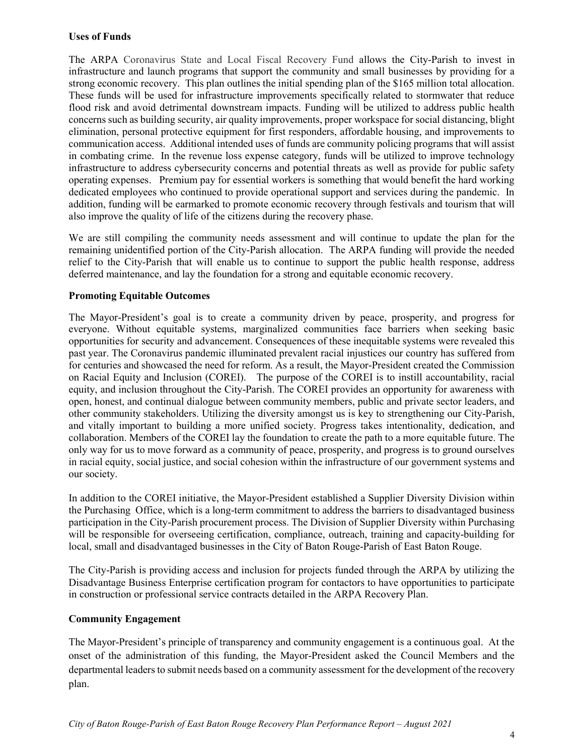### Uses of Funds

The ARPA Coronavirus State and Local Fiscal Recovery Fund allows the City-Parish to invest in infrastructure and launch programs that support the community and small businesses by providing for a strong economic recovery. This plan outlines the initial spending plan of the $165 million total allocation. These funds will be used for infrastructure improvements specifically related to stormwater that reduce flood risk and avoid detrimental downstream impacts. Funding will be utilized to address public health concerns such as building security, air quality improvements, proper workspace for social distancing, blight elimination, personal protective equipment for first responders, affordable housing, and improvements to communication access. Additional intended uses of funds are community policing programs that will assist in combating crime. In the revenue loss expense category, funds will be utilized to improve technology infrastructure to address cybersecurity concerns and potential threats as well as provide for public safety operating expenses. Premium pay for essential workers is something that would benefit the hard working dedicated employees who continued to provide operational support and services during the pandemic. In addition, funding will be earmarked to promote economic recovery through festivals and tourism that will also improve the quality of life of the citizens during the recovery phase.

We are still compiling the community needs assessment and will continue to update the plan for the remaining unidentified portion of the City-Parish allocation. The ARPA funding will provide the needed relief to the City-Parish that will enable us to continue to support the public health response, address deferred maintenance, and lay the foundation for a strong and equitable economic recovery.

### Promoting Equitable Outcomes

The Mayor-President's goal is to create a community driven by peace, prosperity, and progress for everyone. Without equitable systems, marginalized communities face barriers when seeking basic opportunities for security and advancement. Consequences of these inequitable systems were revealed this past year. The Coronavirus pandemic illuminated prevalent racial injustices our country has suffered from for centuries and showcased the need for reform. As a result, the Mayor-President created the Commission on Racial Equity and Inclusion (COREI). The purpose of the COREI is to instill accountability, racial equity, and inclusion throughout the City-Parish. The COREI provides an opportunity for awareness with open, honest, and continual dialogue between community members, public and private sector leaders, and other community stakeholders. Utilizing the diversity amongst us is key to strengthening our City-Parish, and vitally important to building a more unified society. Progress takes intentionality, dedication, and collaboration. Members of the COREI lay the foundation to create the path to a more equitable future. The only way for us to move forward as a community of peace, prosperity, and progress is to ground ourselves in racial equity, social justice, and social cohesion within the infrastructure of our government systems and our society.

In addition to the COREI initiative, the Mayor-President established a Supplier Diversity Division within the Purchasing Office, which is a long-term commitment to address the barriers to disadvantaged business participation in the City-Parish procurement process. The Division of Supplier Diversity within Purchasing will be responsible for overseeing certification, compliance, outreach, training and capacity-building for local, small and disadvantaged businesses in the City of Baton Rouge-Parish of East Baton Rouge.

The City-Parish is providing access and inclusion for projects funded through the ARPA by utilizing the Disadvantage Business Enterprise certification program for contactors to have opportunities to participate in construction or professional service contracts detailed in the ARPA Recovery Plan.

### Community Engagement

The Mayor-President's principle of transparency and community engagement is a continuous goal. At the onset of the administration of this funding, the Mayor-President asked the Council Members and the departmental leaders to submit needs based on a community assessment for the development of the recovery plan.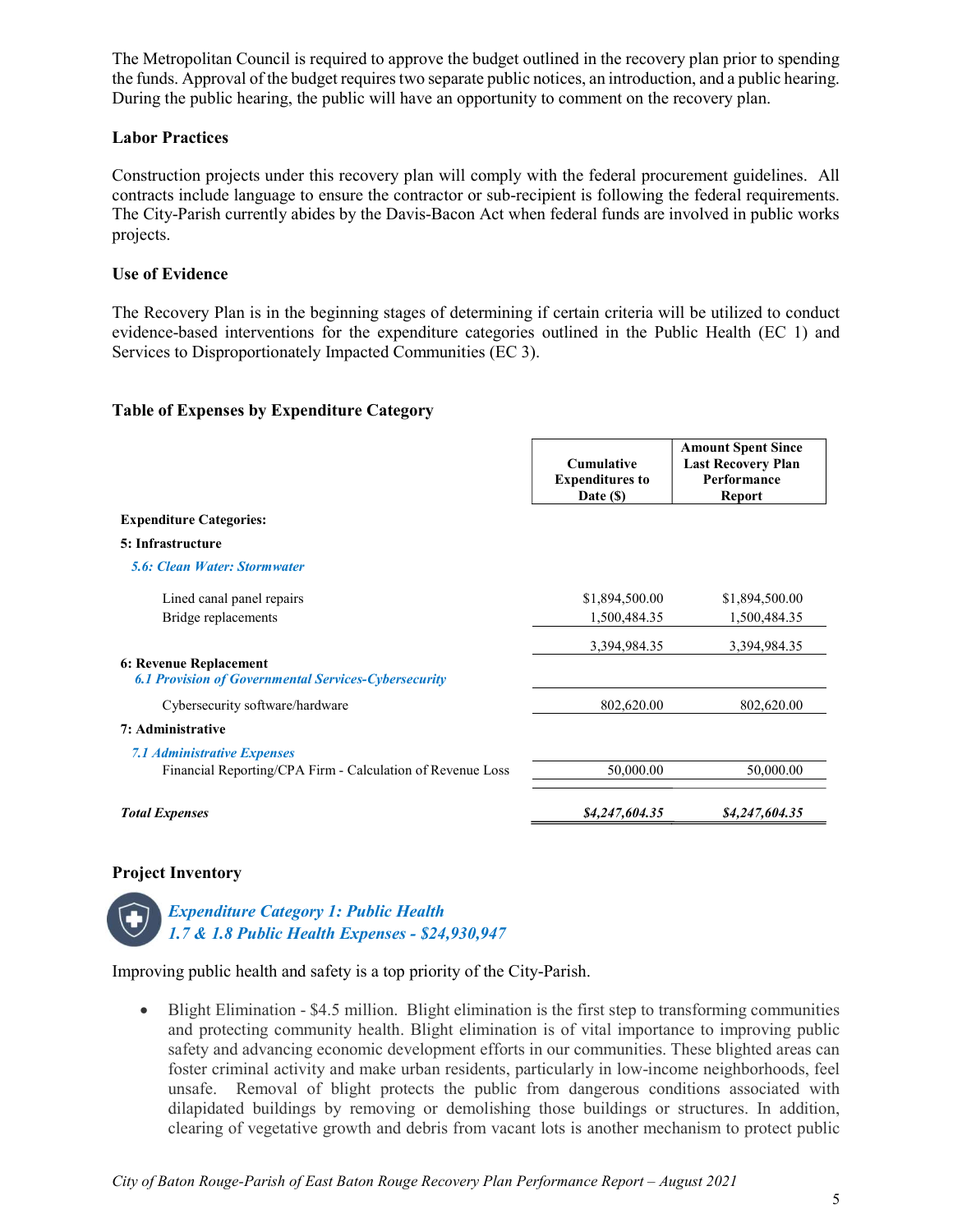The Metropolitan Council is required to approve the budget outlined in the recovery plan prior to spending the funds. Approval of the budget requires two separate public notices, an introduction, and a public hearing. During the public hearing, the public will have an opportunity to comment on the recovery plan.

### Labor Practices

Construction projects under this recovery plan will comply with the federal procurement guidelines. All contracts include language to ensure the contractor or sub-recipient is following the federal requirements. The City-Parish currently abides by the Davis-Bacon Act when federal funds are involved in public works projects.

### Use of Evidence

The Recovery Plan is in the beginning stages of determining if certain criteria will be utilized to conduct evidence-based interventions for the expenditure categories outlined in the Public Health (EC 1) and Services to Disproportionately Impacted Communities (EC 3).

### Table of Expenses by Expenditure Category

| | Cumulative Expenditures to Date ($) | Amount Spent Since Last Recovery Plan Performance Report |
|---|---|---|
| **Expenditure Categories:** | | |
| **5: Infrastructure** | | |
| ***5.6: Clean Water: Stormwater*** | | |
| Lined canal panel repairs | $1,894,500.00 | $1,894,500.00 |
| Bridge replacements | 1,500,484.35 | 1,500,484.35 |
| | 3,394,984.35 | 3,394,984.35 |
| **6: Revenue Replacement** ***6.1 Provision of Governmental Services-Cybersecurity*** | | |
| Cybersecurity software/hardware | 802,620.00 | 802,620.00 |
| **7: Administrative** | | |
| ***7.1 Administrative Expenses*** | | |
| Financial Reporting/CPA Firm - Calculation of Revenue Loss | 50,000.00 | 50,000.00 |
| ***Total Expenses*** | ***$4,247,604.35*** | ***$4,247,604.35*** |

### Project Inventory

***Expenditure Category 1: Public Health***
***1.7 & 1.8 Public Health Expenses - $24,930,947***

Improving public health and safety is a top priority of the City-Parish.

- Blight Elimination - $4.5 million. Blight elimination is the first step to transforming communities and protecting community health. Blight elimination is of vital importance to improving public safety and advancing economic development efforts in our communities. These blighted areas can foster criminal activity and make urban residents, particularly in low-income neighborhoods, feel unsafe. Removal of blight protects the public from dangerous conditions associated with dilapidated buildings by removing or demolishing those buildings or structures. In addition, clearing of vegetative growth and debris from vacant lots is another mechanism to protect public

*City of Baton Rouge-Parish of East Baton Rouge Recovery Plan Performance Report – August 2021*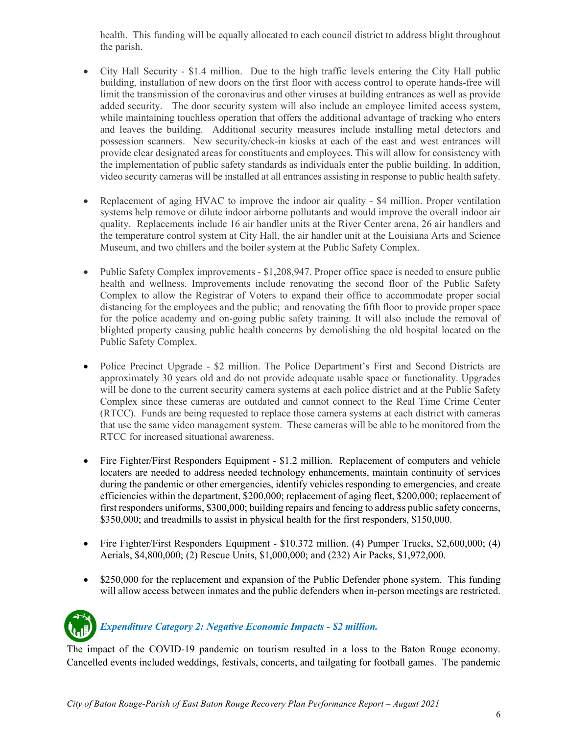health. This funding will be equally allocated to each council district to address blight throughout the parish.

- City Hall Security - $1.4 million. Due to the high traffic levels entering the City Hall public building, installation of new doors on the first floor with access control to operate hands-free will limit the transmission of the coronavirus and other viruses at building entrances as well as provide added security. The door security system will also include an employee limited access system, while maintaining touchless operation that offers the additional advantage of tracking who enters and leaves the building. Additional security measures include installing metal detectors and possession scanners. New security/check-in kiosks at each of the east and west entrances will provide clear designated areas for constituents and employees. This will allow for consistency with the implementation of public safety standards as individuals enter the public building. In addition, video security cameras will be installed at all entrances assisting in response to public health safety.

- Replacement of aging HVAC to improve the indoor air quality - $4 million. Proper ventilation systems help remove or dilute indoor airborne pollutants and would improve the overall indoor air quality. Replacements include 16 air handler units at the River Center arena, 26 air handlers and the temperature control system at City Hall, the air handler unit at the Louisiana Arts and Science Museum, and two chillers and the boiler system at the Public Safety Complex.

- Public Safety Complex improvements - $1,208,947. Proper office space is needed to ensure public health and wellness. Improvements include renovating the second floor of the Public Safety Complex to allow the Registrar of Voters to expand their office to accommodate proper social distancing for the employees and the public; and renovating the fifth floor to provide proper space for the police academy and on-going public safety training. It will also include the removal of blighted property causing public health concerns by demolishing the old hospital located on the Public Safety Complex.

- Police Precinct Upgrade - $2 million. The Police Department's First and Second Districts are approximately 30 years old and do not provide adequate usable space or functionality. Upgrades will be done to the current security camera systems at each police district and at the Public Safety Complex since these cameras are outdated and cannot connect to the Real Time Crime Center (RTCC). Funds are being requested to replace those camera systems at each district with cameras that use the same video management system. These cameras will be able to be monitored from the RTCC for increased situational awareness.

- Fire Fighter/First Responders Equipment - $1.2 million. Replacement of computers and vehicle locaters are needed to address needed technology enhancements, maintain continuity of services during the pandemic or other emergencies, identify vehicles responding to emergencies, and create efficiencies within the department, $200,000; replacement of aging fleet, $200,000; replacement of first responders uniforms, $300,000; building repairs and fencing to address public safety concerns, $350,000; and treadmills to assist in physical health for the first responders, $150,000.

- Fire Fighter/First Responders Equipment - $10.372 million. (4) Pumper Trucks, $2,600,000; (4) Aerials, $4,800,000; (2) Rescue Units, $1,000,000; and (232) Air Packs, $1,972,000.

- $250,000 for the replacement and expansion of the Public Defender phone system. This funding will allow access between inmates and the public defenders when in-person meetings are restricted.

### *Expenditure Category 2: Negative Economic Impacts - $2 million.*

The impact of the COVID-19 pandemic on tourism resulted in a loss to the Baton Rouge economy. Cancelled events included weddings, festivals, concerts, and tailgating for football games. The pandemic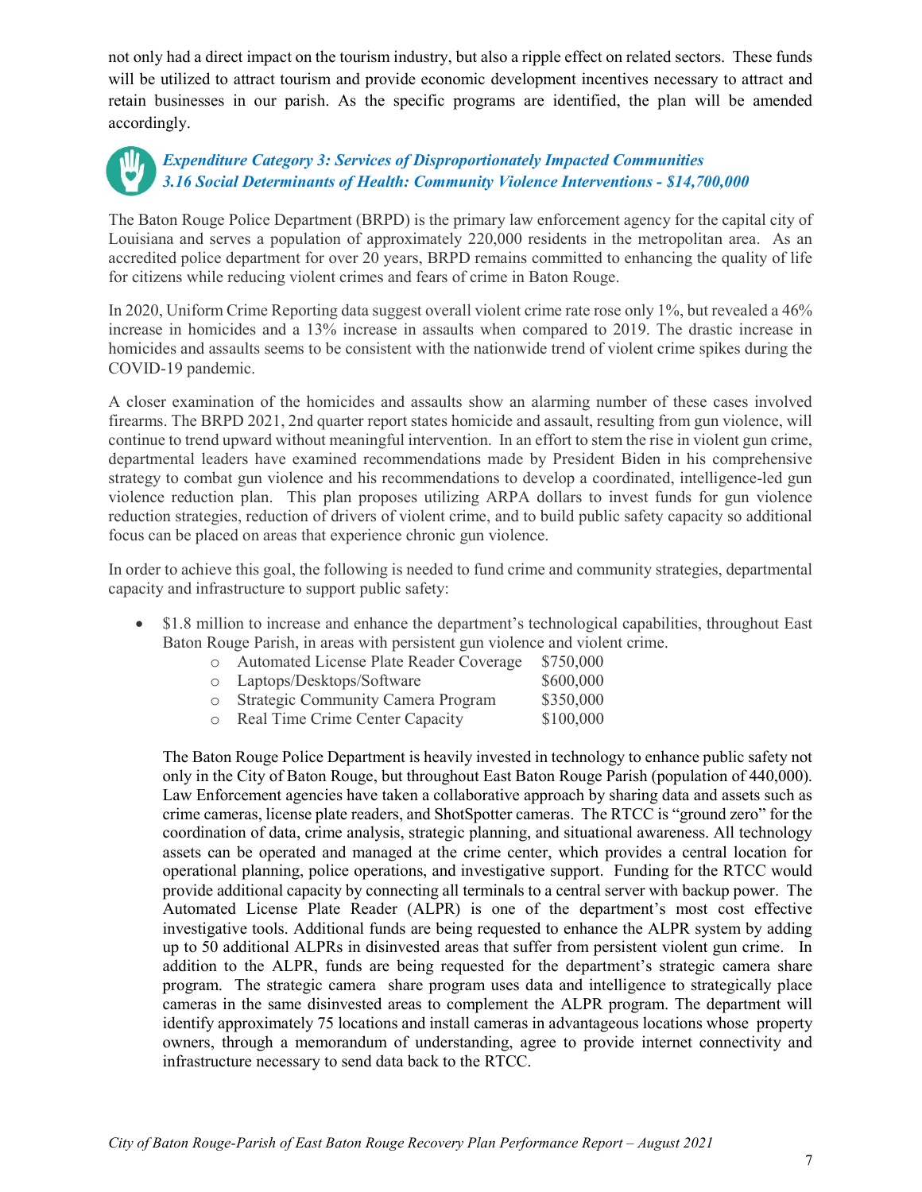not only had a direct impact on the tourism industry, but also a ripple effect on related sectors. These funds will be utilized to attract tourism and provide economic development incentives necessary to attract and retain businesses in our parish. As the specific programs are identified, the plan will be amended accordingly.

### *Expenditure Category 3: Services of Disproportionately Impacted Communities*
### *3.16 Social Determinants of Health: Community Violence Interventions - $14,700,000*

The Baton Rouge Police Department (BRPD) is the primary law enforcement agency for the capital city of Louisiana and serves a population of approximately 220,000 residents in the metropolitan area. As an accredited police department for over 20 years, BRPD remains committed to enhancing the quality of life for citizens while reducing violent crimes and fears of crime in Baton Rouge.

In 2020, Uniform Crime Reporting data suggest overall violent crime rate rose only 1%, but revealed a 46% increase in homicides and a 13% increase in assaults when compared to 2019. The drastic increase in homicides and assaults seems to be consistent with the nationwide trend of violent crime spikes during the COVID-19 pandemic.

A closer examination of the homicides and assaults show an alarming number of these cases involved firearms. The BRPD 2021, 2nd quarter report states homicide and assault, resulting from gun violence, will continue to trend upward without meaningful intervention. In an effort to stem the rise in violent gun crime, departmental leaders have examined recommendations made by President Biden in his comprehensive strategy to combat gun violence and his recommendations to develop a coordinated, intelligence-led gun violence reduction plan. This plan proposes utilizing ARPA dollars to invest funds for gun violence reduction strategies, reduction of drivers of violent crime, and to build public safety capacity so additional focus can be placed on areas that experience chronic gun violence.

In order to achieve this goal, the following is needed to fund crime and community strategies, departmental capacity and infrastructure to support public safety:

- $1.8 million to increase and enhance the department's technological capabilities, throughout East Baton Rouge Parish, in areas with persistent gun violence and violent crime.
  - Automated License Plate Reader Coverage $750,000
  - Laptops/Desktops/Software $600,000
  - Strategic Community Camera Program $350,000
  - Real Time Crime Center Capacity $100,000

  The Baton Rouge Police Department is heavily invested in technology to enhance public safety not only in the City of Baton Rouge, but throughout East Baton Rouge Parish (population of 440,000). Law Enforcement agencies have taken a collaborative approach by sharing data and assets such as crime cameras, license plate readers, and ShotSpotter cameras. The RTCC is "ground zero" for the coordination of data, crime analysis, strategic planning, and situational awareness. All technology assets can be operated and managed at the crime center, which provides a central location for operational planning, police operations, and investigative support. Funding for the RTCC would provide additional capacity by connecting all terminals to a central server with backup power. The Automated License Plate Reader (ALPR) is one of the department's most cost effective investigative tools. Additional funds are being requested to enhance the ALPR system by adding up to 50 additional ALPRs in disinvested areas that suffer from persistent violent gun crime. In addition to the ALPR, funds are being requested for the department's strategic camera share program. The strategic camera share program uses data and intelligence to strategically place cameras in the same disinvested areas to complement the ALPR program. The department will identify approximately 75 locations and install cameras in advantageous locations whose property owners, through a memorandum of understanding, agree to provide internet connectivity and infrastructure necessary to send data back to the RTCC.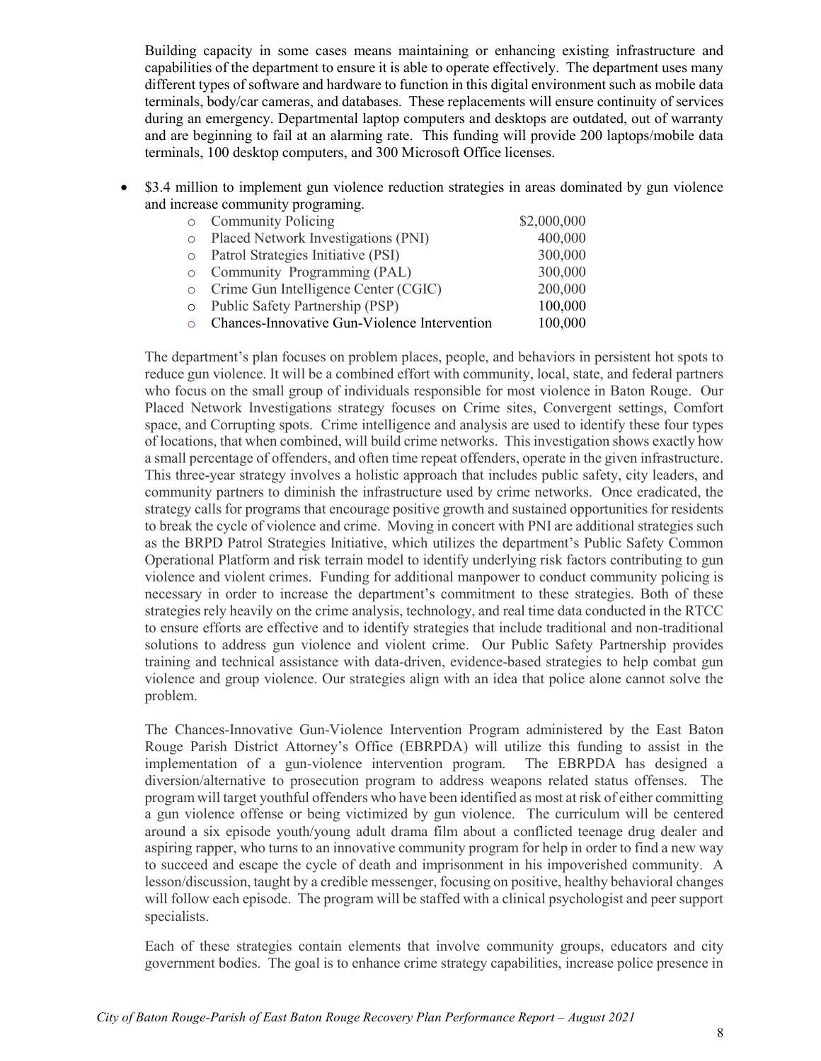Building capacity in some cases means maintaining or enhancing existing infrastructure and capabilities of the department to ensure it is able to operate effectively. The department uses many different types of software and hardware to function in this digital environment such as mobile data terminals, body/car cameras, and databases. These replacements will ensure continuity of services during an emergency. Departmental laptop computers and desktops are outdated, out of warranty and are beginning to fail at an alarming rate. This funding will provide 200 laptops/mobile data terminals, 100 desktop computers, and 300 Microsoft Office licenses.

- $3.4 million to implement gun violence reduction strategies in areas dominated by gun violence and increase community programing.

| | |
|---|---|
| Community Policing | $2,000,000 |
| Placed Network Investigations (PNI) | 400,000 |
| Patrol Strategies Initiative (PSI) | 300,000 |
| Community Programming (PAL) | 300,000 |
| Crime Gun Intelligence Center (CGIC) | 200,000 |
| Public Safety Partnership (PSP) | 100,000 |
| Chances-Innovative Gun-Violence Intervention | 100,000 |

The department's plan focuses on problem places, people, and behaviors in persistent hot spots to reduce gun violence. It will be a combined effort with community, local, state, and federal partners who focus on the small group of individuals responsible for most violence in Baton Rouge. Our Placed Network Investigations strategy focuses on Crime sites, Convergent settings, Comfort space, and Corrupting spots. Crime intelligence and analysis are used to identify these four types of locations, that when combined, will build crime networks. This investigation shows exactly how a small percentage of offenders, and often time repeat offenders, operate in the given infrastructure. This three-year strategy involves a holistic approach that includes public safety, city leaders, and community partners to diminish the infrastructure used by crime networks. Once eradicated, the strategy calls for programs that encourage positive growth and sustained opportunities for residents to break the cycle of violence and crime. Moving in concert with PNI are additional strategies such as the BRPD Patrol Strategies Initiative, which utilizes the department's Public Safety Common Operational Platform and risk terrain model to identify underlying risk factors contributing to gun violence and violent crimes. Funding for additional manpower to conduct community policing is necessary in order to increase the department's commitment to these strategies. Both of these strategies rely heavily on the crime analysis, technology, and real time data conducted in the RTCC to ensure efforts are effective and to identify strategies that include traditional and non-traditional solutions to address gun violence and violent crime. Our Public Safety Partnership provides training and technical assistance with data-driven, evidence-based strategies to help combat gun violence and group violence. Our strategies align with an idea that police alone cannot solve the problem.

The Chances-Innovative Gun-Violence Intervention Program administered by the East Baton Rouge Parish District Attorney's Office (EBRPDA) will utilize this funding to assist in the implementation of a gun-violence intervention program. The EBRPDA has designed a diversion/alternative to prosecution program to address weapons related status offenses. The program will target youthful offenders who have been identified as most at risk of either committing a gun violence offense or being victimized by gun violence. The curriculum will be centered around a six episode youth/young adult drama film about a conflicted teenage drug dealer and aspiring rapper, who turns to an innovative community program for help in order to find a new way to succeed and escape the cycle of death and imprisonment in his impoverished community. A lesson/discussion, taught by a credible messenger, focusing on positive, healthy behavioral changes will follow each episode. The program will be staffed with a clinical psychologist and peer support specialists.

Each of these strategies contain elements that involve community groups, educators and city government bodies. The goal is to enhance crime strategy capabilities, increase police presence in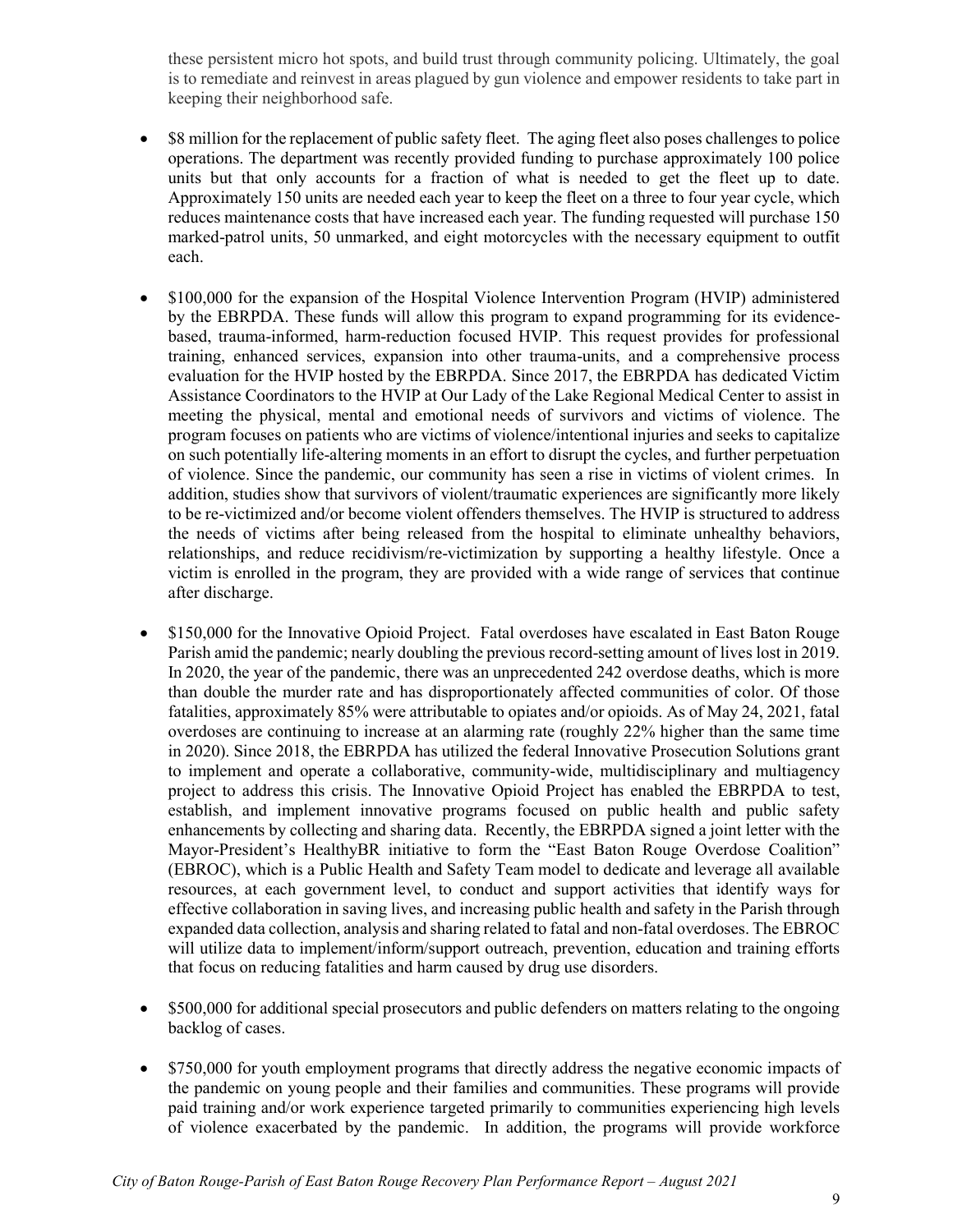these persistent micro hot spots, and build trust through community policing. Ultimately, the goal is to remediate and reinvest in areas plagued by gun violence and empower residents to take part in keeping their neighborhood safe.

- $8 million for the replacement of public safety fleet. The aging fleet also poses challenges to police operations. The department was recently provided funding to purchase approximately 100 police units but that only accounts for a fraction of what is needed to get the fleet up to date. Approximately 150 units are needed each year to keep the fleet on a three to four year cycle, which reduces maintenance costs that have increased each year. The funding requested will purchase 150 marked-patrol units, 50 unmarked, and eight motorcycles with the necessary equipment to outfit each.

- $100,000 for the expansion of the Hospital Violence Intervention Program (HVIP) administered by the EBRPDA. These funds will allow this program to expand programming for its evidence-based, trauma-informed, harm-reduction focused HVIP. This request provides for professional training, enhanced services, expansion into other trauma-units, and a comprehensive process evaluation for the HVIP hosted by the EBRPDA. Since 2017, the EBRPDA has dedicated Victim Assistance Coordinators to the HVIP at Our Lady of the Lake Regional Medical Center to assist in meeting the physical, mental and emotional needs of survivors and victims of violence. The program focuses on patients who are victims of violence/intentional injuries and seeks to capitalize on such potentially life-altering moments in an effort to disrupt the cycles, and further perpetuation of violence. Since the pandemic, our community has seen a rise in victims of violent crimes. In addition, studies show that survivors of violent/traumatic experiences are significantly more likely to be re-victimized and/or become violent offenders themselves. The HVIP is structured to address the needs of victims after being released from the hospital to eliminate unhealthy behaviors, relationships, and reduce recidivism/re-victimization by supporting a healthy lifestyle. Once a victim is enrolled in the program, they are provided with a wide range of services that continue after discharge.

- $150,000 for the Innovative Opioid Project. Fatal overdoses have escalated in East Baton Rouge Parish amid the pandemic; nearly doubling the previous record-setting amount of lives lost in 2019. In 2020, the year of the pandemic, there was an unprecedented 242 overdose deaths, which is more than double the murder rate and has disproportionately affected communities of color. Of those fatalities, approximately 85% were attributable to opiates and/or opioids. As of May 24, 2021, fatal overdoses are continuing to increase at an alarming rate (roughly 22% higher than the same time in 2020). Since 2018, the EBRPDA has utilized the federal Innovative Prosecution Solutions grant to implement and operate a collaborative, community-wide, multidisciplinary and multiagency project to address this crisis. The Innovative Opioid Project has enabled the EBRPDA to test, establish, and implement innovative programs focused on public health and public safety enhancements by collecting and sharing data. Recently, the EBRPDA signed a joint letter with the Mayor-President's HealthyBR initiative to form the "East Baton Rouge Overdose Coalition" (EBROC), which is a Public Health and Safety Team model to dedicate and leverage all available resources, at each government level, to conduct and support activities that identify ways for effective collaboration in saving lives, and increasing public health and safety in the Parish through expanded data collection, analysis and sharing related to fatal and non-fatal overdoses. The EBROC will utilize data to implement/inform/support outreach, prevention, education and training efforts that focus on reducing fatalities and harm caused by drug use disorders.

- $500,000 for additional special prosecutors and public defenders on matters relating to the ongoing backlog of cases.

- $750,000 for youth employment programs that directly address the negative economic impacts of the pandemic on young people and their families and communities. These programs will provide paid training and/or work experience targeted primarily to communities experiencing high levels of violence exacerbated by the pandemic. In addition, the programs will provide workforce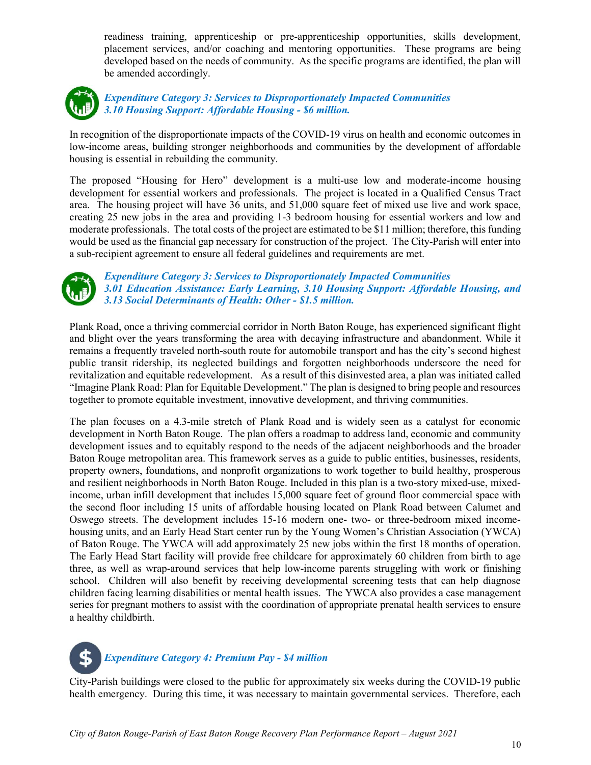readiness training, apprenticeship or pre-apprenticeship opportunities, skills development, placement services, and/or coaching and mentoring opportunities. These programs are being developed based on the needs of community. As the specific programs are identified, the plan will be amended accordingly.

### *Expenditure Category 3: Services to Disproportionately Impacted Communities 3.10 Housing Support: Affordable Housing - $6 million.*

In recognition of the disproportionate impacts of the COVID-19 virus on health and economic outcomes in low-income areas, building stronger neighborhoods and communities by the development of affordable housing is essential in rebuilding the community.

The proposed "Housing for Hero" development is a multi-use low and moderate-income housing development for essential workers and professionals. The project is located in a Qualified Census Tract area. The housing project will have 36 units, and 51,000 square feet of mixed use live and work space, creating 25 new jobs in the area and providing 1-3 bedroom housing for essential workers and low and moderate professionals. The total costs of the project are estimated to be $11 million; therefore, this funding would be used as the financial gap necessary for construction of the project. The City-Parish will enter into a sub-recipient agreement to ensure all federal guidelines and requirements are met.

### *Expenditure Category 3: Services to Disproportionately Impacted Communities 3.01 Education Assistance: Early Learning, 3.10 Housing Support: Affordable Housing, and 3.13 Social Determinants of Health: Other - $1.5 million.*

Plank Road, once a thriving commercial corridor in North Baton Rouge, has experienced significant flight and blight over the years transforming the area with decaying infrastructure and abandonment. While it remains a frequently traveled north-south route for automobile transport and has the city's second highest public transit ridership, its neglected buildings and forgotten neighborhoods underscore the need for revitalization and equitable redevelopment. As a result of this disinvested area, a plan was initiated called "Imagine Plank Road: Plan for Equitable Development." The plan is designed to bring people and resources together to promote equitable investment, innovative development, and thriving communities.

The plan focuses on a 4.3-mile stretch of Plank Road and is widely seen as a catalyst for economic development in North Baton Rouge. The plan offers a roadmap to address land, economic and community development issues and to equitably respond to the needs of the adjacent neighborhoods and the broader Baton Rouge metropolitan area. This framework serves as a guide to public entities, businesses, residents, property owners, foundations, and nonprofit organizations to work together to build healthy, prosperous and resilient neighborhoods in North Baton Rouge. Included in this plan is a two-story mixed-use, mixed-income, urban infill development that includes 15,000 square feet of ground floor commercial space with the second floor including 15 units of affordable housing located on Plank Road between Calumet and Oswego streets. The development includes 15-16 modern one- two- or three-bedroom mixed income-housing units, and an Early Head Start center run by the Young Women's Christian Association (YWCA) of Baton Rouge. The YWCA will add approximately 25 new jobs within the first 18 months of operation. The Early Head Start facility will provide free childcare for approximately 60 children from birth to age three, as well as wrap-around services that help low-income parents struggling with work or finishing school. Children will also benefit by receiving developmental screening tests that can help diagnose children facing learning disabilities or mental health issues. The YWCA also provides a case management series for pregnant mothers to assist with the coordination of appropriate prenatal health services to ensure a healthy childbirth.

### *Expenditure Category 4: Premium Pay - $4 million*

City-Parish buildings were closed to the public for approximately six weeks during the COVID-19 public health emergency. During this time, it was necessary to maintain governmental services. Therefore, each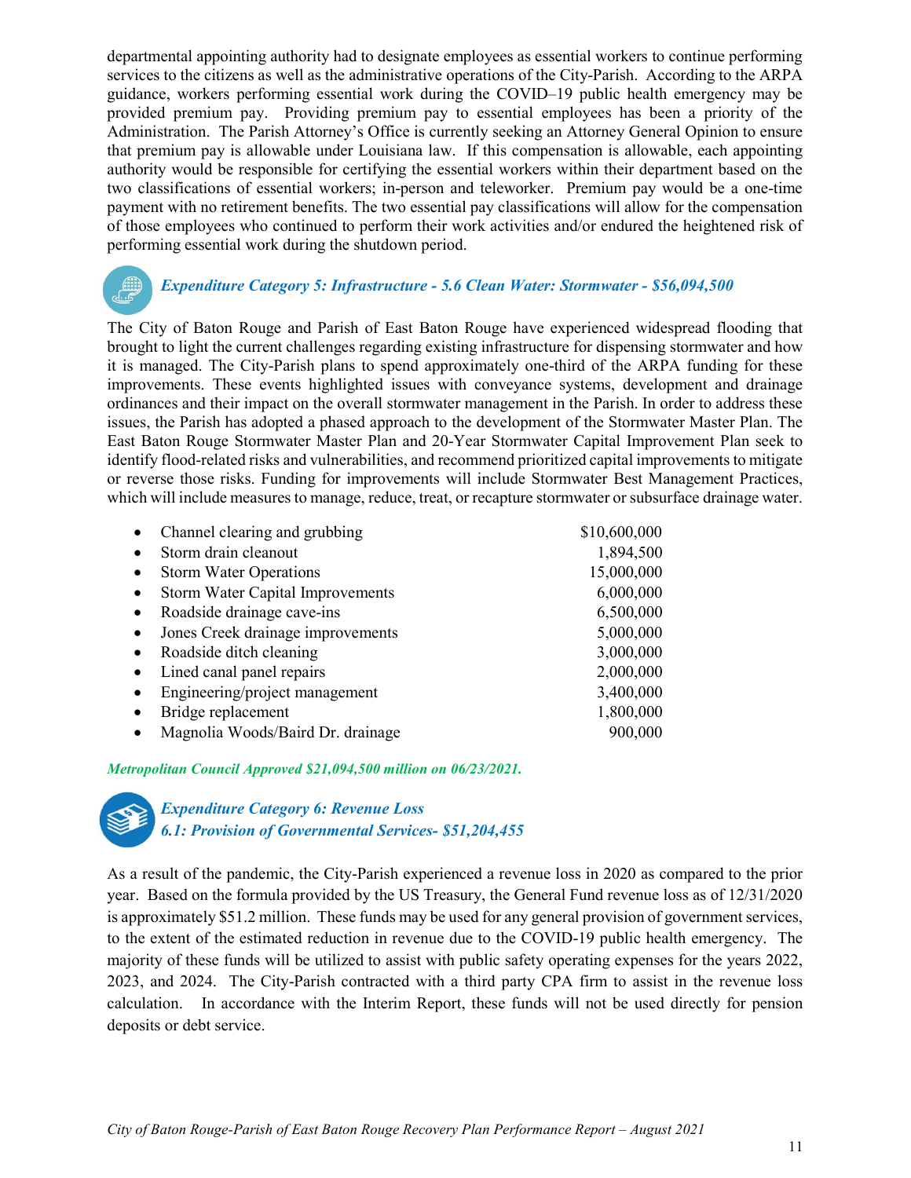departmental appointing authority had to designate employees as essential workers to continue performing services to the citizens as well as the administrative operations of the City-Parish. According to the ARPA guidance, workers performing essential work during the COVID–19 public health emergency may be provided premium pay. Providing premium pay to essential employees has been a priority of the Administration. The Parish Attorney's Office is currently seeking an Attorney General Opinion to ensure that premium pay is allowable under Louisiana law. If this compensation is allowable, each appointing authority would be responsible for certifying the essential workers within their department based on the two classifications of essential workers; in-person and teleworker. Premium pay would be a one-time payment with no retirement benefits. The two essential pay classifications will allow for the compensation of those employees who continued to perform their work activities and/or endured the heightened risk of performing essential work during the shutdown period.

### *Expenditure Category 5: Infrastructure - 5.6 Clean Water: Stormwater - $56,094,500*

The City of Baton Rouge and Parish of East Baton Rouge have experienced widespread flooding that brought to light the current challenges regarding existing infrastructure for dispensing stormwater and how it is managed. The City-Parish plans to spend approximately one-third of the ARPA funding for these improvements. These events highlighted issues with conveyance systems, development and drainage ordinances and their impact on the overall stormwater management in the Parish. In order to address these issues, the Parish has adopted a phased approach to the development of the Stormwater Master Plan. The East Baton Rouge Stormwater Master Plan and 20-Year Stormwater Capital Improvement Plan seek to identify flood-related risks and vulnerabilities, and recommend prioritized capital improvements to mitigate or reverse those risks. Funding for improvements will include Stormwater Best Management Practices, which will include measures to manage, reduce, treat, or recapture stormwater or subsurface drainage water.

| | |
|---|---|
| • Channel clearing and grubbing | $10,600,000 |
| • Storm drain cleanout | 1,894,500 |
| • Storm Water Operations | 15,000,000 |
| • Storm Water Capital Improvements | 6,000,000 |
| • Roadside drainage cave-ins | 6,500,000 |
| • Jones Creek drainage improvements | 5,000,000 |
| • Roadside ditch cleaning | 3,000,000 |
| • Lined canal panel repairs | 2,000,000 |
| • Engineering/project management | 3,400,000 |
| • Bridge replacement | 1,800,000 |
| • Magnolia Woods/Baird Dr. drainage | 900,000 |

***Metropolitan Council Approved $21,094,500 million on 06/23/2021.***

### *Expenditure Category 6: Revenue Loss*
### *6.1: Provision of Governmental Services- $51,204,455*

As a result of the pandemic, the City-Parish experienced a revenue loss in 2020 as compared to the prior year. Based on the formula provided by the US Treasury, the General Fund revenue loss as of 12/31/2020 is approximately $51.2 million. These funds may be used for any general provision of government services, to the extent of the estimated reduction in revenue due to the COVID-19 public health emergency. The majority of these funds will be utilized to assist with public safety operating expenses for the years 2022, 2023, and 2024. The City-Parish contracted with a third party CPA firm to assist in the revenue loss calculation. In accordance with the Interim Report, these funds will not be used directly for pension deposits or debt service.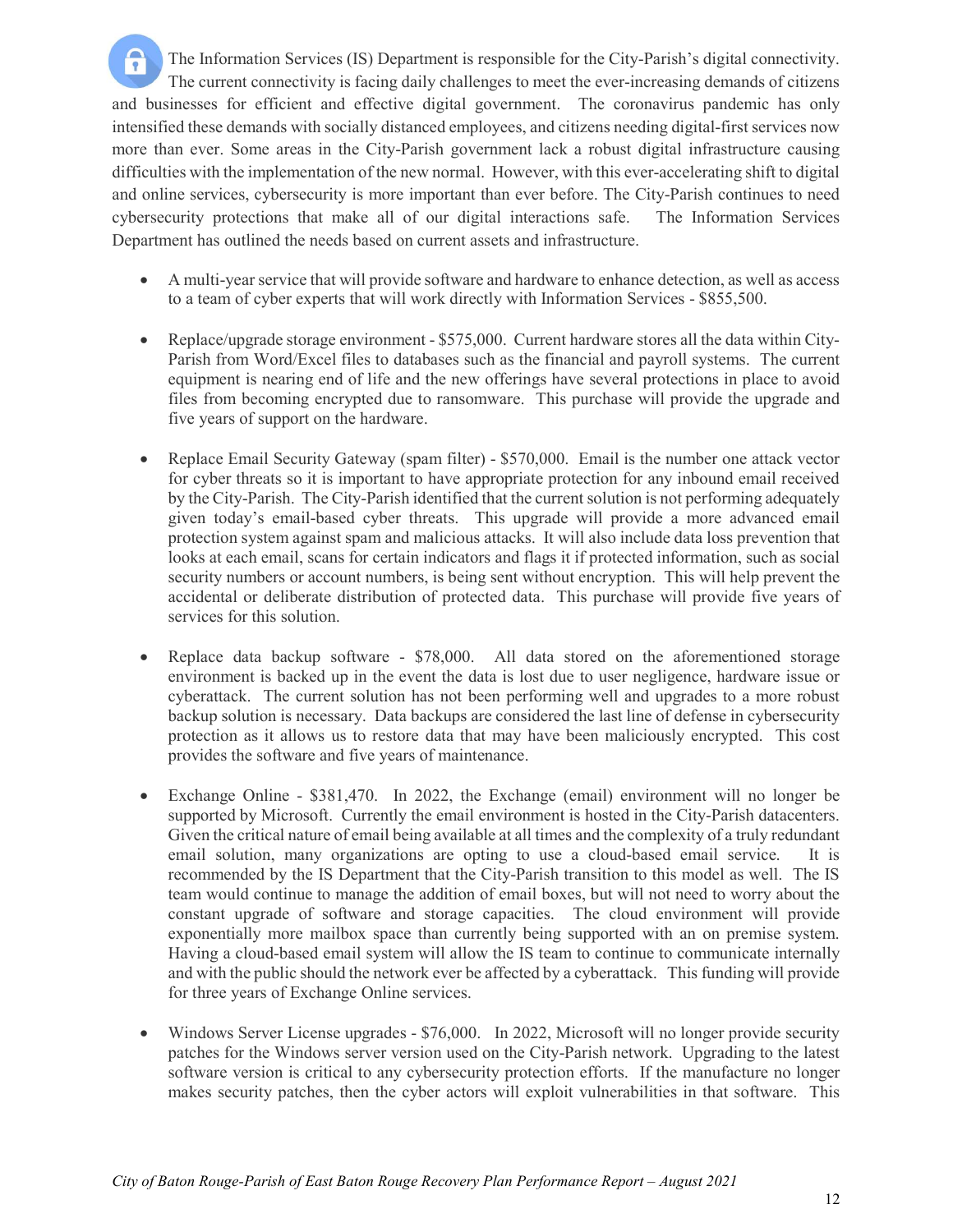The Information Services (IS) Department is responsible for the City-Parish's digital connectivity. The current connectivity is facing daily challenges to meet the ever-increasing demands of citizens and businesses for efficient and effective digital government. The coronavirus pandemic has only intensified these demands with socially distanced employees, and citizens needing digital-first services now more than ever. Some areas in the City-Parish government lack a robust digital infrastructure causing difficulties with the implementation of the new normal. However, with this ever-accelerating shift to digital and online services, cybersecurity is more important than ever before. The City-Parish continues to need cybersecurity protections that make all of our digital interactions safe. The Information Services Department has outlined the needs based on current assets and infrastructure.

- A multi-year service that will provide software and hardware to enhance detection, as well as access to a team of cyber experts that will work directly with Information Services - $855,500.

- Replace/upgrade storage environment - $575,000. Current hardware stores all the data within City-Parish from Word/Excel files to databases such as the financial and payroll systems. The current equipment is nearing end of life and the new offerings have several protections in place to avoid files from becoming encrypted due to ransomware. This purchase will provide the upgrade and five years of support on the hardware.

- Replace Email Security Gateway (spam filter) - $570,000. Email is the number one attack vector for cyber threats so it is important to have appropriate protection for any inbound email received by the City-Parish. The City-Parish identified that the current solution is not performing adequately given today's email-based cyber threats. This upgrade will provide a more advanced email protection system against spam and malicious attacks. It will also include data loss prevention that looks at each email, scans for certain indicators and flags it if protected information, such as social security numbers or account numbers, is being sent without encryption. This will help prevent the accidental or deliberate distribution of protected data. This purchase will provide five years of services for this solution.

- Replace data backup software - $78,000. All data stored on the aforementioned storage environment is backed up in the event the data is lost due to user negligence, hardware issue or cyberattack. The current solution has not been performing well and upgrades to a more robust backup solution is necessary. Data backups are considered the last line of defense in cybersecurity protection as it allows us to restore data that may have been maliciously encrypted. This cost provides the software and five years of maintenance.

- Exchange Online - $381,470. In 2022, the Exchange (email) environment will no longer be supported by Microsoft. Currently the email environment is hosted in the City-Parish datacenters. Given the critical nature of email being available at all times and the complexity of a truly redundant email solution, many organizations are opting to use a cloud-based email service. It is recommended by the IS Department that the City-Parish transition to this model as well. The IS team would continue to manage the addition of email boxes, but will not need to worry about the constant upgrade of software and storage capacities. The cloud environment will provide exponentially more mailbox space than currently being supported with an on premise system. Having a cloud-based email system will allow the IS team to continue to communicate internally and with the public should the network ever be affected by a cyberattack. This funding will provide for three years of Exchange Online services.

- Windows Server License upgrades - $76,000. In 2022, Microsoft will no longer provide security patches for the Windows server version used on the City-Parish network. Upgrading to the latest software version is critical to any cybersecurity protection efforts. If the manufacture no longer makes security patches, then the cyber actors will exploit vulnerabilities in that software. This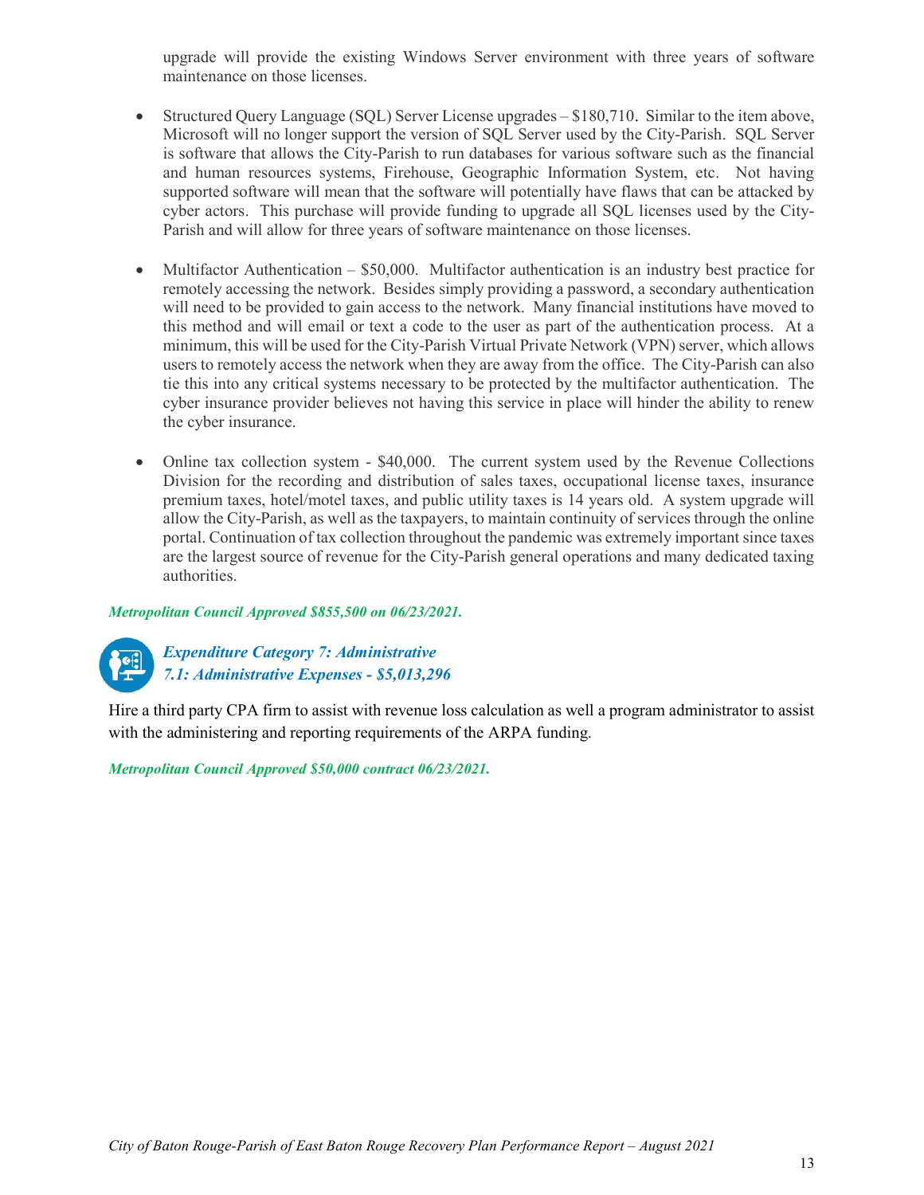upgrade will provide the existing Windows Server environment with three years of software maintenance on those licenses.

- Structured Query Language (SQL) Server License upgrades – $180,710. Similar to the item above, Microsoft will no longer support the version of SQL Server used by the City-Parish. SQL Server is software that allows the City-Parish to run databases for various software such as the financial and human resources systems, Firehouse, Geographic Information System, etc. Not having supported software will mean that the software will potentially have flaws that can be attacked by cyber actors. This purchase will provide funding to upgrade all SQL licenses used by the City-Parish and will allow for three years of software maintenance on those licenses.

- Multifactor Authentication – $50,000. Multifactor authentication is an industry best practice for remotely accessing the network. Besides simply providing a password, a secondary authentication will need to be provided to gain access to the network. Many financial institutions have moved to this method and will email or text a code to the user as part of the authentication process. At a minimum, this will be used for the City-Parish Virtual Private Network (VPN) server, which allows users to remotely access the network when they are away from the office. The City-Parish can also tie this into any critical systems necessary to be protected by the multifactor authentication. The cyber insurance provider believes not having this service in place will hinder the ability to renew the cyber insurance.

- Online tax collection system - $40,000. The current system used by the Revenue Collections Division for the recording and distribution of sales taxes, occupational license taxes, insurance premium taxes, hotel/motel taxes, and public utility taxes is 14 years old. A system upgrade will allow the City-Parish, as well as the taxpayers, to maintain continuity of services through the online portal. Continuation of tax collection throughout the pandemic was extremely important since taxes are the largest source of revenue for the City-Parish general operations and many dedicated taxing authorities.

***Metropolitan Council Approved $855,500 on 06/23/2021.***

### *Expenditure Category 7: Administrative*
### *7.1: Administrative Expenses - $5,013,296*

Hire a third party CPA firm to assist with revenue loss calculation as well a program administrator to assist with the administering and reporting requirements of the ARPA funding.

***Metropolitan Council Approved $50,000 contract 06/23/2021.***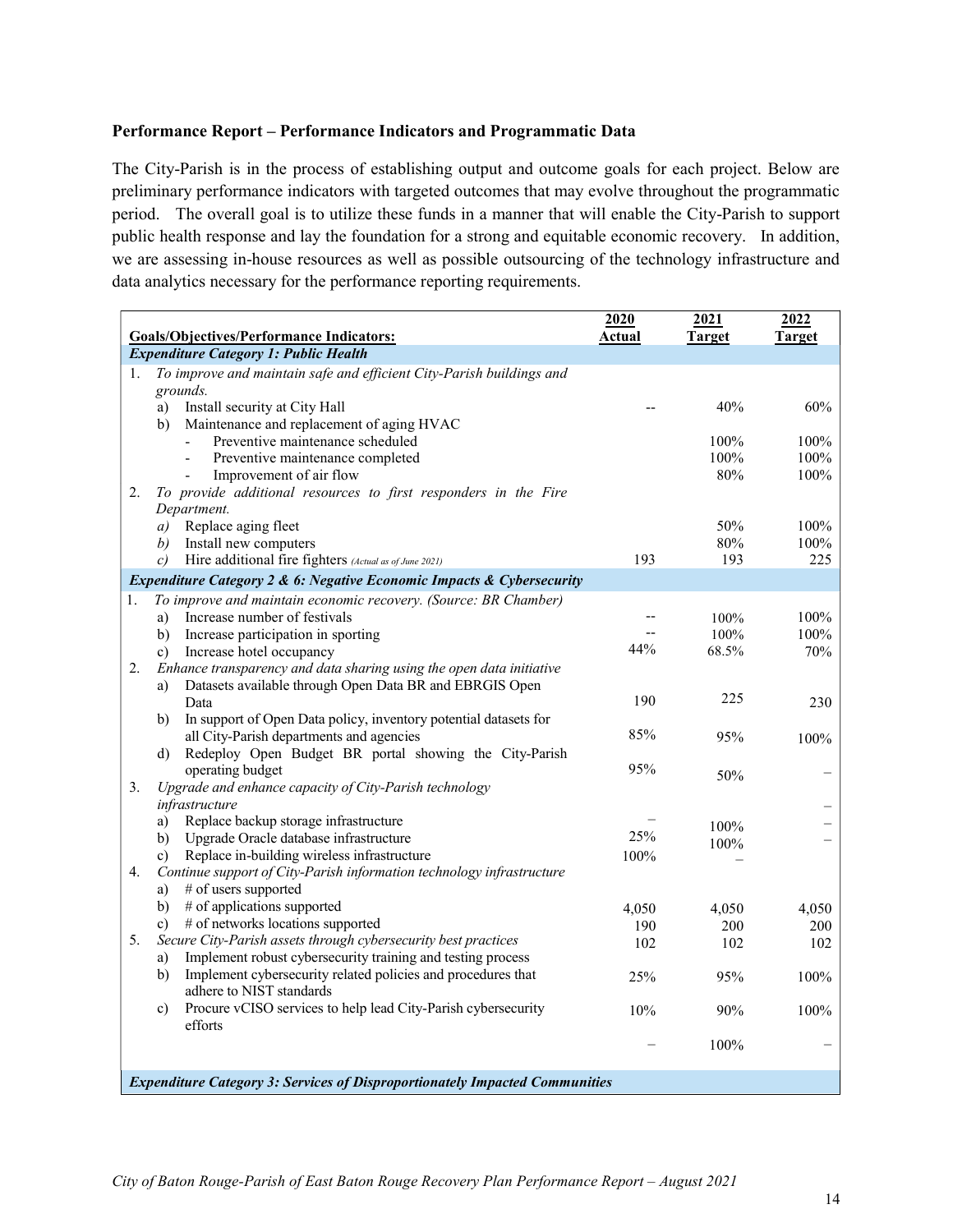### Performance Report – Performance Indicators and Programmatic Data

The City-Parish is in the process of establishing output and outcome goals for each project. Below are preliminary performance indicators with targeted outcomes that may evolve throughout the programmatic period. The overall goal is to utilize these funds in a manner that will enable the City-Parish to support public health response and lay the foundation for a strong and equitable economic recovery. In addition, we are assessing in-house resources as well as possible outsourcing of the technology infrastructure and data analytics necessary for the performance reporting requirements.

| Goals/Objectives/Performance Indicators: | 2020 Actual | 2021 Target | 2022 Target |
|---|---|---|---|
| ***Expenditure Category 1: Public Health*** | | | |
| 1. *To improve and maintain safe and efficient City-Parish buildings and grounds.* | | | |
| a) Install security at City Hall | -- | 40% | 60% |
| b) Maintenance and replacement of aging HVAC | | | |
| - Preventive maintenance scheduled | | 100% | 100% |
| - Preventive maintenance completed | | 100% | 100% |
| - Improvement of air flow | | 80% | 100% |
| 2. *To provide additional resources to first responders in the Fire Department.* | | | |
| *a)* Replace aging fleet | | 50% | 100% |
| *b)* Install new computers | | 80% | 100% |
| *c)* Hire additional fire fighters *(Actual as of June 2021)* | 193 | 193 | 225 |
| ***Expenditure Category 2 & 6: Negative Economic Impacts & Cybersecurity*** | | | |
| 1. *To improve and maintain economic recovery. (Source: BR Chamber)* | | | |
| a) Increase number of festivals | -- | 100% | 100% |
| b) Increase participation in sporting | -- | 100% | 100% |
| c) Increase hotel occupancy | 44% | 68.5% | 70% |
| 2. *Enhance transparency and data sharing using the open data initiative* | | | |
| a) Datasets available through Open Data BR and EBRGIS Open Data | 190 | 225 | 230 |
| b) In support of Open Data policy, inventory potential datasets for all City-Parish departments and agencies | 85% | 95% | 100% |
| d) Redeploy Open Budget BR portal showing the City-Parish operating budget | 95% | 50% | – |
| 3. *Upgrade and enhance capacity of City-Parish technology infrastructure* | | | – |
| a) Replace backup storage infrastructure | – | 100% | – |
| b) Upgrade Oracle database infrastructure | 25% | 100% | – |
| c) Replace in-building wireless infrastructure | 100% | – | |
| 4. *Continue support of City-Parish information technology infrastructure* | | | |
| a) # of users supported | | | |
| b) # of applications supported | 4,050 | 4,050 | 4,050 |
| c) # of networks locations supported | 190 | 200 | 200 |
| 5. *Secure City-Parish assets through cybersecurity best practices* | 102 | 102 | 102 |
| a) Implement robust cybersecurity training and testing process | | | |
| b) Implement cybersecurity related policies and procedures that adhere to NIST standards | 25% | 95% | 100% |
| c) Procure vCISO services to help lead City-Parish cybersecurity efforts | 10% | 90% | 100% |
| | – | 100% | – |
| ***Expenditure Category 3: Services of Disproportionately Impacted Communities*** | | | |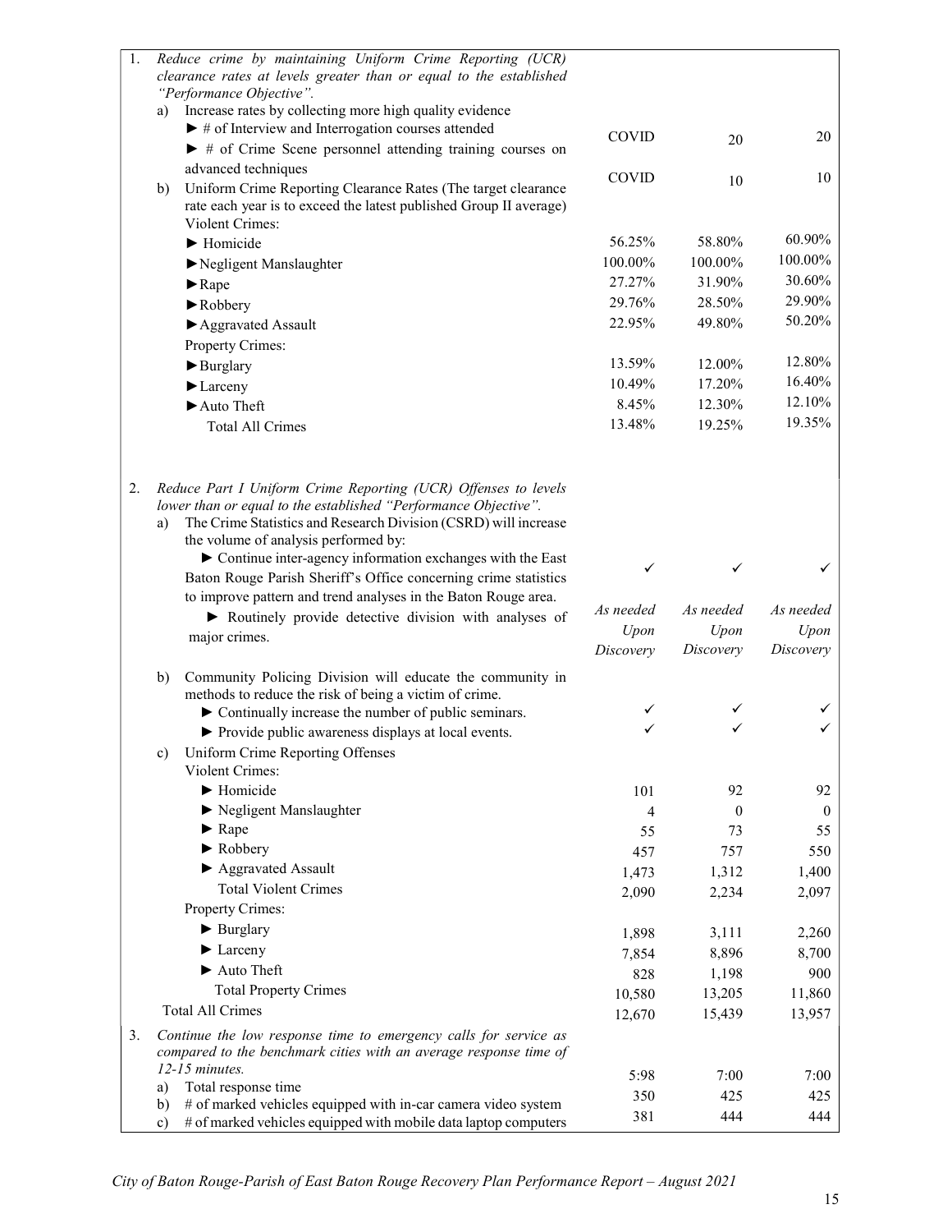| | | | |
|---|---|---|---|
| 1. *Reduce crime by maintaining Uniform Crime Reporting (UCR) clearance rates at levels greater than or equal to the established "Performance Objective".* | | | |
| a) Increase rates by collecting more high quality evidence | | | |
| ► # of Interview and Interrogation courses attended | COVID | 20 | 20 |
| ► # of Crime Scene personnel attending training courses on advanced techniques | COVID | 10 | 10 |
| b) Uniform Crime Reporting Clearance Rates (The target clearance rate each year is to exceed the latest published Group II average) | | | |
| Violent Crimes: | | | |
| ► Homicide | 56.25% | 58.80% | 60.90% |
| ► Negligent Manslaughter | 100.00% | 100.00% | 100.00% |
| ► Rape | 27.27% | 31.90% | 30.60% |
| ► Robbery | 29.76% | 28.50% | 29.90% |
| ► Aggravated Assault | 22.95% | 49.80% | 50.20% |
| Property Crimes: | | | |
| ► Burglary | 13.59% | 12.00% | 12.80% |
| ► Larceny | 10.49% | 17.20% | 16.40% |
| ► Auto Theft | 8.45% | 12.30% | 12.10% |
| Total All Crimes | 13.48% | 19.25% | 19.35% |
| 2. *Reduce Part I Uniform Crime Reporting (UCR) Offenses to levels lower than or equal to the established "Performance Objective".* | | | |
| a) The Crime Statistics and Research Division (CSRD) will increase the volume of analysis performed by: | | | |
| ► Continue inter-agency information exchanges with the East Baton Rouge Parish Sheriff's Office concerning crime statistics to improve pattern and trend analyses in the Baton Rouge area. | ✓ | ✓ | ✓ |
| ► Routinely provide detective division with analyses of major crimes. | *As needed Upon Discovery* | *As needed Upon Discovery* | *As needed Upon Discovery* |
| b) Community Policing Division will educate the community in methods to reduce the risk of being a victim of crime. | | | |
| ► Continually increase the number of public seminars. | ✓ | ✓ | ✓ |
| ► Provide public awareness displays at local events. | ✓ | ✓ | ✓ |
| c) Uniform Crime Reporting Offenses | | | |
| Violent Crimes: | | | |
| ► Homicide | 101 | 92 | 92 |
| ► Negligent Manslaughter | 4 | 0 | 0 |
| ► Rape | 55 | 73 | 55 |
| ► Robbery | 457 | 757 | 550 |
| ► Aggravated Assault | 1,473 | 1,312 | 1,400 |
| Total Violent Crimes | 2,090 | 2,234 | 2,097 |
| Property Crimes: | | | |
| ► Burglary | 1,898 | 3,111 | 2,260 |
| ► Larceny | 7,854 | 8,896 | 8,700 |
| ► Auto Theft | 828 | 1,198 | 900 |
| Total Property Crimes | 10,580 | 13,205 | 11,860 |
| Total All Crimes | 12,670 | 15,439 | 13,957 |
| 3. *Continue the low response time to emergency calls for service as compared to the benchmark cities with an average response time of 12-15 minutes.* | | | |
| a) Total response time | 5:98 | 7:00 | 7:00 |
| b) # of marked vehicles equipped with in-car camera video system | 350 | 425 | 425 |
| c) # of marked vehicles equipped with mobile data laptop computers | 381 | 444 | 444 |

*City of Baton Rouge-Parish of East Baton Rouge Recovery Plan Performance Report – August 2021*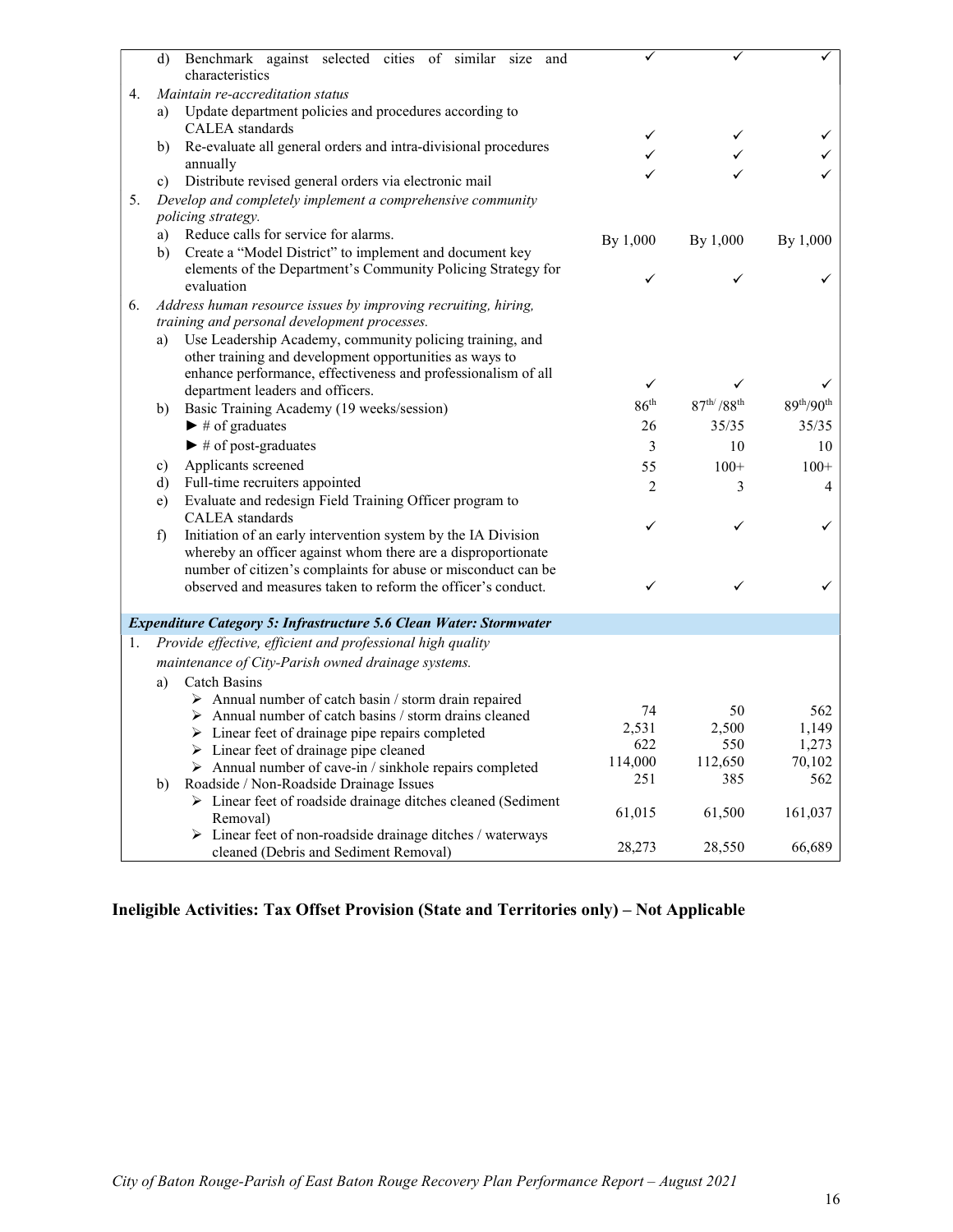| | | | | |
|---|---|---|---|---|
| | d) Benchmark against selected cities of similar size and characteristics | ✓ | ✓ | ✓ |
| 4. | *Maintain re-accreditation status* | | | |
| | a) Update department policies and procedures according to CALEA standards | ✓ | ✓ | ✓ |
| | b) Re-evaluate all general orders and intra-divisional procedures annually | ✓ | ✓ | ✓ |
| | c) Distribute revised general orders via electronic mail | ✓ | ✓ | ✓ |
| 5. | *Develop and completely implement a comprehensive community policing strategy.* | | | |
| | a) Reduce calls for service for alarms. | By 1,000 | By 1,000 | By 1,000 |
| | b) Create a "Model District" to implement and document key elements of the Department's Community Policing Strategy for evaluation | ✓ | ✓ | ✓ |
| 6. | *Address human resource issues by improving recruiting, hiring, training and personal development processes.* | | | |
| | a) Use Leadership Academy, community policing training, and other training and development opportunities as ways to enhance performance, effectiveness and professionalism of all department leaders and officers. | ✓ | ✓ | ✓ |
| | b) Basic Training Academy (19 weeks/session) | 86th | 87th/88th | 89th/90th |
| | ► # of graduates | 26 | 35/35 | 35/35 |
| | ► # of post-graduates | 3 | 10 | 10 |
| | c) Applicants screened | 55 | 100+ | 100+ |
| | d) Full-time recruiters appointed | 2 | 3 | 4 |
| | e) Evaluate and redesign Field Training Officer program to CALEA standards | ✓ | ✓ | ✓ |
| | f) Initiation of an early intervention system by the IA Division whereby an officer against whom there are a disproportionate number of citizen's complaints for abuse or misconduct can be observed and measures taken to reform the officer's conduct. | ✓ | ✓ | ✓ |
| | ***Expenditure Category 5: Infrastructure 5.6 Clean Water: Stormwater*** | | | |
| 1. | *Provide effective, efficient and professional high quality maintenance of City-Parish owned drainage systems.* | | | |
| | a) Catch Basins | | | |
| | ➢ Annual number of catch basin / storm drain repaired | 74 | 50 | 562 |
| | ➢ Annual number of catch basins / storm drains cleaned | 2,531 | 2,500 | 1,149 |
| | ➢ Linear feet of drainage pipe repairs completed | 622 | 550 | 1,273 |
| | ➢ Linear feet of drainage pipe cleaned | 114,000 | 112,650 | 70,102 |
| | ➢ Annual number of cave-in / sinkhole repairs completed | 251 | 385 | 562 |
| | b) Roadside / Non-Roadside Drainage Issues | | | |
| | ➢ Linear feet of roadside drainage ditches cleaned (Sediment Removal) | 61,015 | 61,500 | 161,037 |
| | ➢ Linear feet of non-roadside drainage ditches / waterways cleaned (Debris and Sediment Removal) | 28,273 | 28,550 | 66,689 |

## Ineligible Activities: Tax Offset Provision (State and Territories only) – Not Applicable

*City of Baton Rouge-Parish of East Baton Rouge Recovery Plan Performance Report – August 2021*